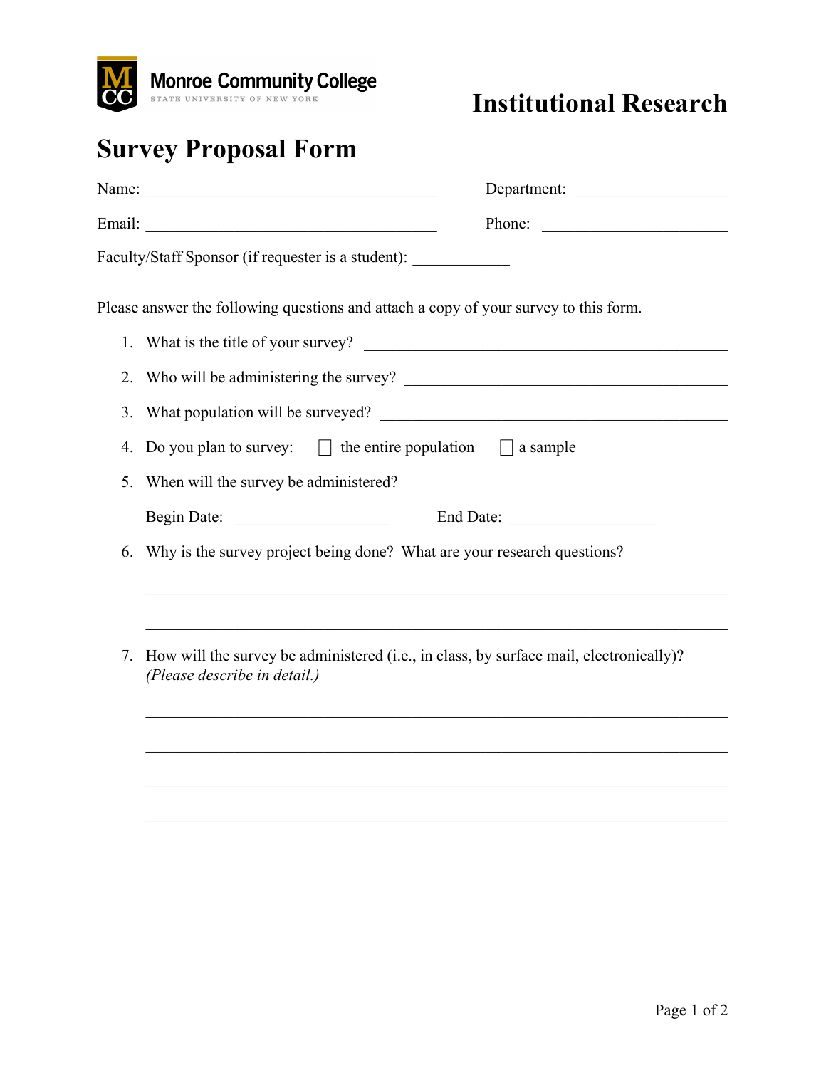Monroe Community College
STATE UNIVERSITY OF NEW YORK

# Institutional Research

## Survey Proposal Form

Name: ____________________________________ Department: __________________

Email: ____________________________________ Phone: ______________________

Faculty/Staff Sponsor (if requester is a student): ___________

Please answer the following questions and attach a copy of your survey to this form.

1. What is the title of your survey? ____________________________________________
2. Who will be administering the survey? _______________________________________
3. What population will be surveyed? ___________________________________________
4. Do you plan to survey: ☐ the entire population ☐ a sample
5. When will the survey be administered?

   Begin Date: ___________________ End Date: __________________

6. Why is the survey project being done? What are your research questions?

   ________________________________________________________________________

   ________________________________________________________________________

7. How will the survey be administered (i.e., in class, by surface mail, electronically)? *(Please describe in detail.)*

   ________________________________________________________________________

   ________________________________________________________________________

   ________________________________________________________________________

   ________________________________________________________________________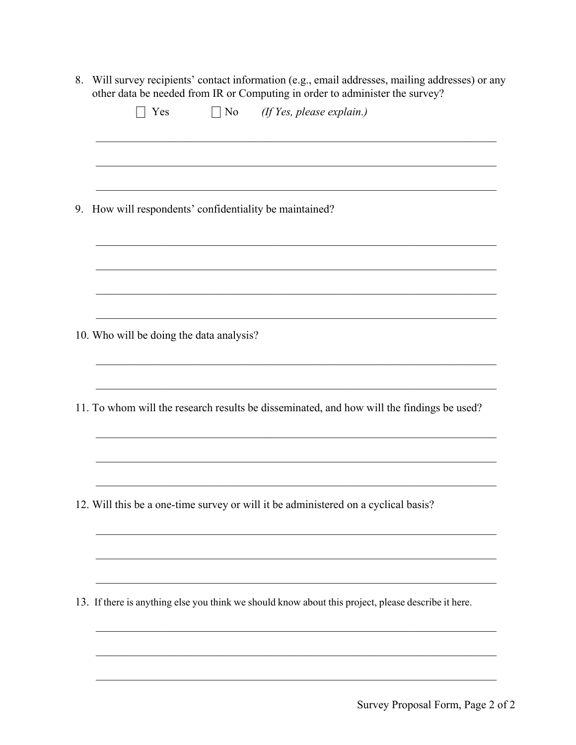8. Will survey recipients' contact information (e.g., email addresses, mailing addresses) or any other data be needed from IR or Computing in order to administer the survey?

   ☐ Yes ☐ No *(If Yes, please explain.)*

   ______________________________________________________________________

   ______________________________________________________________________

   ______________________________________________________________________

9. How will respondents' confidentiality be maintained?

   ______________________________________________________________________

   ______________________________________________________________________

   ______________________________________________________________________

   ______________________________________________________________________

10. Who will be doing the data analysis?

    ______________________________________________________________________

    ______________________________________________________________________

11. To whom will the research results be disseminated, and how will the findings be used?

    ______________________________________________________________________

    ______________________________________________________________________

    ______________________________________________________________________

12. Will this be a one-time survey or will it be administered on a cyclical basis?

    ______________________________________________________________________

    ______________________________________________________________________

    ______________________________________________________________________

13. If there is anything else you think we should know about this project, please describe it here.

    ______________________________________________________________________

    ______________________________________________________________________

    ______________________________________________________________________